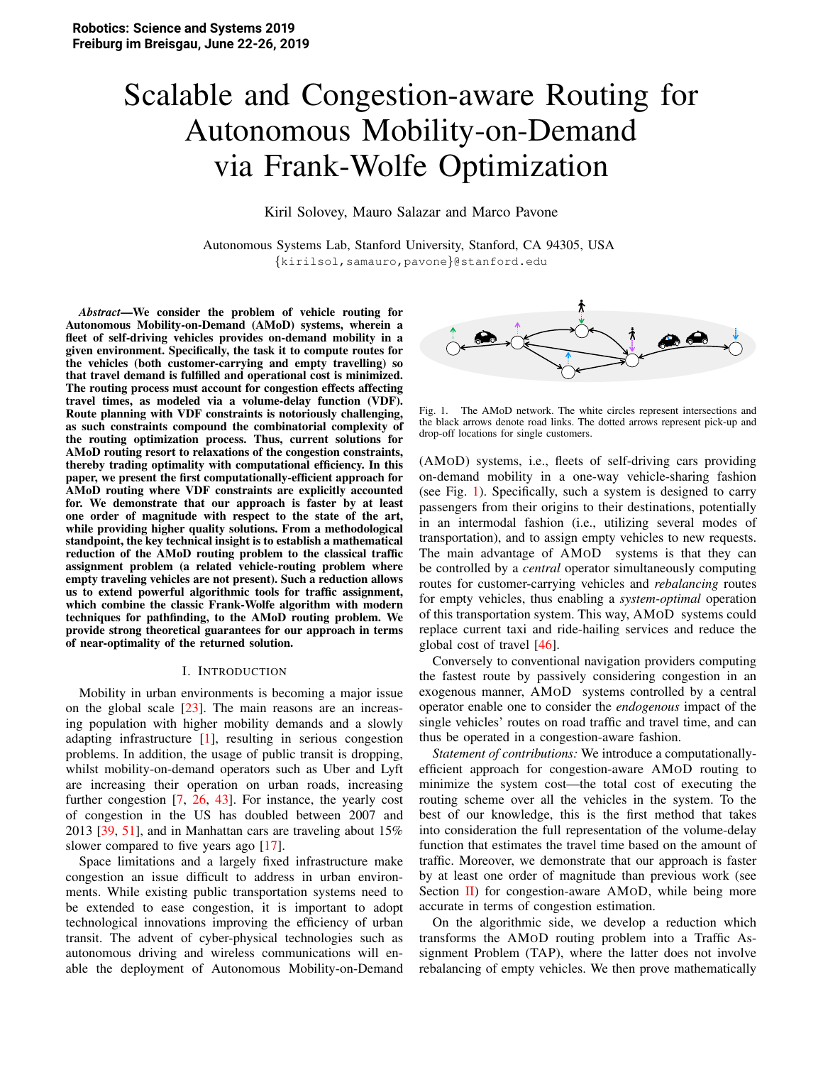Robotics: Science and Systems 2019
Freiburg im Breisgau, June 22-26, 2019

# Scalable and Congestion-aware Routing for Autonomous Mobility-on-Demand via Frank-Wolfe Optimization

Kiril Solovey, Mauro Salazar and Marco Pavone

Autonomous Systems Lab, Stanford University, Stanford, CA 94305, USA
{kirilsol,samauro,pavone}@stanford.edu

***Abstract*—We consider the problem of vehicle routing for Autonomous Mobility-on-Demand (AMoD) systems, wherein a fleet of self-driving vehicles provides on-demand mobility in a given environment. Specifically, the task it to compute routes for the vehicles (both customer-carrying and empty travelling) so that travel demand is fulfilled and operational cost is minimized. The routing process must account for congestion effects affecting travel times, as modeled via a volume-delay function (VDF). Route planning with VDF constraints is notoriously challenging, as such constraints compound the combinatorial complexity of the routing optimization process. Thus, current solutions for AMoD routing resort to relaxations of the congestion constraints, thereby trading optimality with computational efficiency. In this paper, we present the first computationally-efficient approach for AMoD routing where VDF constraints are explicitly accounted for. We demonstrate that our approach is faster by at least one order of magnitude with respect to the state of the art, while providing higher quality solutions. From a methodological standpoint, the key technical insight is to establish a mathematical reduction of the AMoD routing problem to the classical traffic assignment problem (a related vehicle-routing problem where empty traveling vehicles are not present). Such a reduction allows us to extend powerful algorithmic tools for traffic assignment, which combine the classic Frank-Wolfe algorithm with modern techniques for pathfinding, to the AMoD routing problem. We provide strong theoretical guarantees for our approach in terms of near-optimality of the returned solution.**

## I. Introduction

Mobility in urban environments is becoming a major issue on the global scale [23]. The main reasons are an increasing population with higher mobility demands and a slowly adapting infrastructure [1], resulting in serious congestion problems. In addition, the usage of public transit is dropping, whilst mobility-on-demand operators such as Uber and Lyft are increasing their operation on urban roads, increasing further congestion [7, 26, 43]. For instance, the yearly cost of congestion in the US has doubled between 2007 and 2013 [39, 51], and in Manhattan cars are traveling about 15% slower compared to five years ago [17].

Space limitations and a largely fixed infrastructure make congestion an issue difficult to address in urban environments. While existing public transportation systems need to be extended to ease congestion, it is important to adopt technological innovations improving the efficiency of urban transit. The advent of cyber-physical technologies such as autonomous driving and wireless communications will enable the deployment of Autonomous Mobility-on-Demand

Fig. 1. The AMoD network. The white circles represent intersections and the black arrows denote road links. The dotted arrows represent pick-up and drop-off locations for single customers.

(AMoD) systems, i.e., fleets of self-driving cars providing on-demand mobility in a one-way vehicle-sharing fashion (see Fig. 1). Specifically, such a system is designed to carry passengers from their origins to their destinations, potentially in an intermodal fashion (i.e., utilizing several modes of transportation), and to assign empty vehicles to new requests. The main advantage of AMoD systems is that they can be controlled by a *central* operator simultaneously computing routes for customer-carrying vehicles and *rebalancing* routes for empty vehicles, thus enabling a *system-optimal* operation of this transportation system. This way, AMoD systems could replace current taxi and ride-hailing services and reduce the global cost of travel [46].

Conversely to conventional navigation providers computing the fastest route by passively considering congestion in an exogenous manner, AMoD systems controlled by a central operator enable one to consider the *endogenous* impact of the single vehicles' routes on road traffic and travel time, and can thus be operated in a congestion-aware fashion.

*Statement of contributions:* We introduce a computationally-efficient approach for congestion-aware AMoD routing to minimize the system cost—the total cost of executing the routing scheme over all the vehicles in the system. To the best of our knowledge, this is the first method that takes into consideration the full representation of the volume-delay function that estimates the travel time based on the amount of traffic. Moreover, we demonstrate that our approach is faster by at least one order of magnitude than previous work (see Section II) for congestion-aware AMoD, while being more accurate in terms of congestion estimation.

On the algorithmic side, we develop a reduction which transforms the AMoD routing problem into a Traffic Assignment Problem (TAP), where the latter does not involve rebalancing of empty vehicles. We then prove mathematically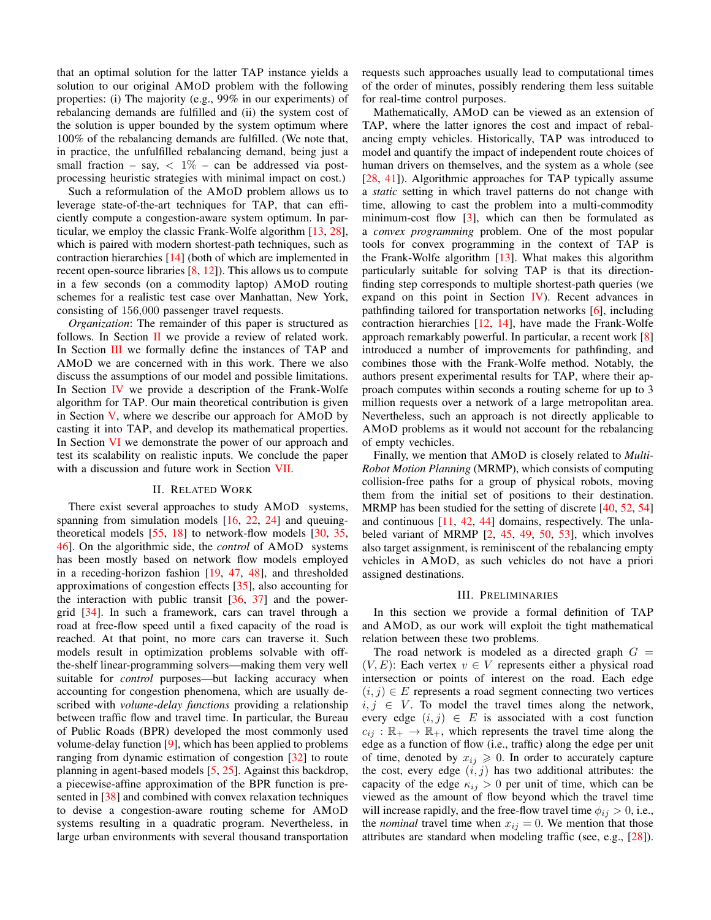that an optimal solution for the latter TAP instance yields a solution to our original AMoD problem with the following properties: (i) The majority (e.g., 99% in our experiments) of rebalancing demands are fulfilled and (ii) the system cost of the solution is upper bounded by the system optimum where 100% of the rebalancing demands are fulfilled. (We note that, in practice, the unfulfilled rebalancing demand, being just a small fraction – say, $< 1\%$ – can be addressed via post-processing heuristic strategies with minimal impact on cost.)

Such a reformulation of the AMoD problem allows us to leverage state-of-the-art techniques for TAP, that can efficiently compute a congestion-aware system optimum. In particular, we employ the classic Frank-Wolfe algorithm [13, 28], which is paired with modern shortest-path techniques, such as contraction hierarchies [14] (both of which are implemented in recent open-source libraries [8, 12]). This allows us to compute in a few seconds (on a commodity laptop) AMoD routing schemes for a realistic test case over Manhattan, New York, consisting of 156,000 passenger travel requests.

*Organization*: The remainder of this paper is structured as follows. In Section II we provide a review of related work. In Section III we formally define the instances of TAP and AMoD we are concerned with in this work. There we also discuss the assumptions of our model and possible limitations. In Section IV we provide a description of the Frank-Wolfe algorithm for TAP. Our main theoretical contribution is given in Section V, where we describe our approach for AMoD by casting it into TAP, and develop its mathematical properties. In Section VI we demonstrate the power of our approach and test its scalability on realistic inputs. We conclude the paper with a discussion and future work in Section VII.

## II. Related Work

There exist several approaches to study AMoD systems, spanning from simulation models [16, 22, 24] and queuing-theoretical models [55, 18] to network-flow models [30, 35, 46]. On the algorithmic side, the *control* of AMoD systems has been mostly based on network flow models employed in a receding-horizon fashion [19, 47, 48], and thresholded approximations of congestion effects [35], also accounting for the interaction with public transit [36, 37] and the power-grid [34]. In such a framework, cars can travel through a road at free-flow speed until a fixed capacity of the road is reached. At that point, no more cars can traverse it. Such models result in optimization problems solvable with off-the-shelf linear-programming solvers—making them very well suitable for *control* purposes—but lacking accuracy when accounting for congestion phenomena, which are usually described with *volume-delay functions* providing a relationship between traffic flow and travel time. In particular, the Bureau of Public Roads (BPR) developed the most commonly used volume-delay function [9], which has been applied to problems ranging from dynamic estimation of congestion [32] to route planning in agent-based models [5, 25]. Against this backdrop, a piecewise-affine approximation of the BPR function is presented in [38] and combined with convex relaxation techniques to devise a congestion-aware routing scheme for AMoD systems resulting in a quadratic program. Nevertheless, in large urban environments with several thousand transportation requests such approaches usually lead to computational times of the order of minutes, possibly rendering them less suitable for real-time control purposes.

Mathematically, AMoD can be viewed as an extension of TAP, where the latter ignores the cost and impact of rebalancing empty vehicles. Historically, TAP was introduced to model and quantify the impact of independent route choices of human drivers on themselves, and the system as a whole (see [28, 41]). Algorithmic approaches for TAP typically assume a *static* setting in which travel patterns do not change with time, allowing to cast the problem into a multi-commodity minimum-cost flow [3], which can then be formulated as a *convex programming* problem. One of the most popular tools for convex programming in the context of TAP is the Frank-Wolfe algorithm [13]. What makes this algorithm particularly suitable for solving TAP is that its direction-finding step corresponds to multiple shortest-path queries (we expand on this point in Section IV). Recent advances in pathfinding tailored for transportation networks [6], including contraction hierarchies [12, 14], have made the Frank-Wolfe approach remarkably powerful. In particular, a recent work [8] introduced a number of improvements for pathfinding, and combines those with the Frank-Wolfe method. Notably, the authors present experimental results for TAP, where their approach computes within seconds a routing scheme for up to 3 million requests over a network of a large metropolitan area. Nevertheless, such an approach is not directly applicable to AMoD problems as it would not account for the rebalancing of empty vechicles.

Finally, we mention that AMoD is closely related to *Multi-Robot Motion Planning* (MRMP), which consists of computing collision-free paths for a group of physical robots, moving them from the initial set of positions to their destination. MRMP has been studied for the setting of discrete [40, 52, 54] and continuous [11, 42, 44] domains, respectively. The unlabeled variant of MRMP [2, 45, 49, 50, 53], which involves also target assignment, is reminiscent of the rebalancing empty vehicles in AMoD, as such vehicles do not have a priori assigned destinations.

## III. Preliminaries

In this section we provide a formal definition of TAP and AMoD, as our work will exploit the tight mathematical relation between these two problems.

The road network is modeled as a directed graph $G = (V, E)$: Each vertex $v \in V$ represents either a physical road intersection or points of interest on the road. Each edge $(i, j) \in E$ represents a road segment connecting two vertices $i, j \in V$. To model the travel times along the network, every edge $(i, j) \in E$ is associated with a cost function $c_{ij} : \mathbb{R}_+ \to \mathbb{R}_+$, which represents the travel time along the edge as a function of flow (i.e., traffic) along the edge per unit of time, denoted by $x_{ij} \geqslant 0$. In order to accurately capture the cost, every edge $(i, j)$ has two additional attributes: the capacity of the edge $\kappa_{ij} > 0$ per unit of time, which can be viewed as the amount of flow beyond which the travel time will increase rapidly, and the free-flow travel time $\phi_{ij} > 0$, i.e., the *nominal* travel time when $x_{ij} = 0$. We mention that those attributes are standard when modeling traffic (see, e.g., [28]).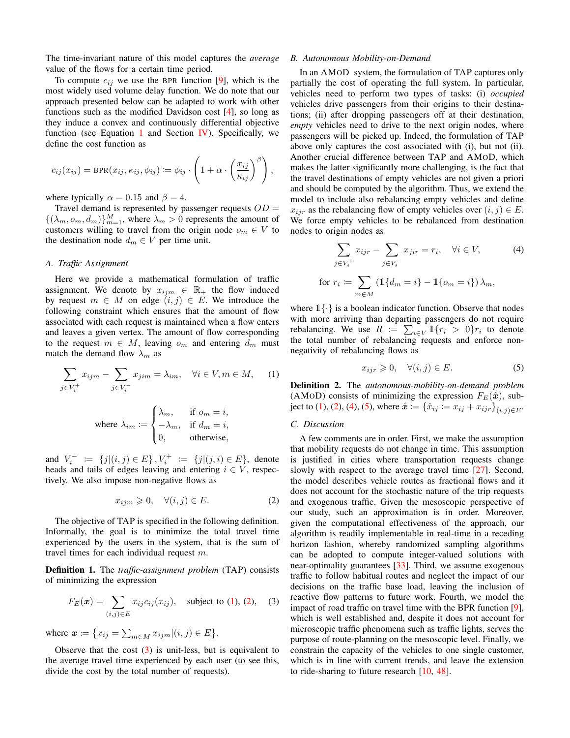The time-invariant nature of this model captures the *average* value of the flows for a certain time period.

To compute $c_{ij}$ we use the BPR function [9], which is the most widely used volume delay function. We do note that our approach presented below can be adapted to work with other functions such as the modified Davidson cost [4], so long as they induce a convex and continuously differential objective function (see Equation 1 and Section IV). Specifically, we define the cost function as

$$c_{ij}(x_{ij}) = \text{BPR}(x_{ij}, \kappa_{ij}, \phi_{ij}) := \phi_{ij} \cdot \left(1 + \alpha \cdot \left(\frac{x_{ij}}{\kappa_{ij}}\right)^{\beta}\right),$$

where typically $\alpha = 0.15$ and $\beta = 4$.

Travel demand is represented by passenger requests $OD = \{(\lambda_m, o_m, d_m)\}_{m=1}^{M}$, where $\lambda_m > 0$ represents the amount of customers willing to travel from the origin node $o_m \in V$ to the destination node $d_m \in V$ per time unit.

### A. Traffic Assignment

Here we provide a mathematical formulation of traffic assignment. We denote by $x_{ijm} \in \mathbb{R}_+$ the flow induced by request $m \in M$ on edge $(i,j) \in E$. We introduce the following constraint which ensures that the amount of flow associated with each request is maintained when a flow enters and leaves a given vertex. The amount of flow corresponding to the request $m \in M$, leaving $o_m$ and entering $d_m$ must match the demand flow $\lambda_m$ as

$$\sum_{j \in V_i^+} x_{ijm} - \sum_{j \in V_i^-} x_{jim} = \lambda_{im}, \quad \forall i \in V, m \in M, \tag{1}$$

$$\text{where } \lambda_{im} := \begin{cases} \lambda_m, & \text{if } o_m = i, \\ -\lambda_m, & \text{if } d_m = i, \\ 0, & \text{otherwise,} \end{cases}$$

and $V_i^- := \{j|(i,j) \in E\}, V_i^+ := \{j|(j,i) \in E\}$, denote heads and tails of edges leaving and entering $i \in V$, respectively. We also impose non-negative flows as

$$x_{ijm} \geqslant 0, \quad \forall (i,j) \in E. \tag{2}$$

The objective of TAP is specified in the following definition. Informally, the goal is to minimize the total travel time experienced by the users in the system, that is the sum of travel times for each individual request $m$.

**Definition 1.** The *traffic-assignment problem* (TAP) consists of minimizing the expression

$$F_E(\boldsymbol{x}) = \sum_{(i,j) \in E} x_{ij} c_{ij}(x_{ij}), \quad \text{subject to (1), (2),} \tag{3}$$

where $\boldsymbol{x} := \{x_{ij} = \sum_{m \in M} x_{ijm} | (i,j) \in E\}$.

Observe that the cost (3) is unit-less, but is equivalent to the average travel time experienced by each user (to see this, divide the cost by the total number of requests).

### B. Autonomous Mobility-on-Demand

In an AMoD system, the formulation of TAP captures only partially the cost of operating the full system. In particular, vehicles need to perform two types of tasks: (i) *occupied* vehicles drive passengers from their origins to their destinations; (ii) after dropping passengers off at their destination, *empty* vehicles need to drive to the next origin nodes, where passengers will be picked up. Indeed, the formulation of TAP above only captures the cost associated with (i), but not (ii). Another crucial difference between TAP and AMoD, which makes the latter significantly more challenging, is the fact that the travel destinations of empty vehicles are not given a priori and should be computed by the algorithm. Thus, we extend the model to include also rebalancing empty vehicles and define $x_{ijr}$ as the rebalancing flow of empty vehicles over $(i,j) \in E$. We force empty vehicles to be rebalanced from destination nodes to origin nodes as

$$\sum_{j \in V_i^+} x_{ijr} - \sum_{j \in V_i^-} x_{jir} = r_i, \quad \forall i \in V, \tag{4}$$

$$\text{for } r_i := \sum_{m \in M} \left(\mathbb{1}\{d_m = i\} - \mathbb{1}\{o_m = i\}\right) \lambda_m,$$

where $\mathbb{1}\{\cdot\}$ is a boolean indicator function. Observe that nodes with more arriving than departing passengers do not require rebalancing. We use $R := \sum_{i \in V} \mathbb{1}\{r_i > 0\} r_i$ to denote the total number of rebalancing requests and enforce non-negativity of rebalancing flows as

$$x_{ijr} \geqslant 0, \quad \forall (i,j) \in E. \tag{5}$$

**Definition 2.** The *autonomous-mobility-on-demand problem* (AMoD) consists of minimizing the expression $F_E(\hat{\boldsymbol{x}})$, subject to (1), (2), (4), (5), where $\hat{\boldsymbol{x}} := \{\hat{x}_{ij} := x_{ij} + x_{ijr}\}_{(i,j) \in E}$.

### C. Discussion

A few comments are in order. First, we make the assumption that mobility requests do not change in time. This assumption is justified in cities where transportation requests change slowly with respect to the average travel time [27]. Second, the model describes vehicle routes as fractional flows and it does not account for the stochastic nature of the trip requests and exogenous traffic. Given the mesoscopic perspective of our study, such an approximation is in order. Moreover, given the computational effectiveness of the approach, our algorithm is readily implementable in real-time in a receding horizon fashion, whereby randomized sampling algorithms can be adopted to compute integer-valued solutions with near-optimality guarantees [33]. Third, we assume exogenous traffic to follow habitual routes and neglect the impact of our decisions on the traffic base load, leaving the inclusion of reactive flow patterns to future work. Fourth, we model the impact of road traffic on travel time with the BPR function [9], which is well established and, despite it does not account for microscopic traffic phenomena such as traffic lights, serves the purpose of route-planning on the mesoscopic level. Finally, we constrain the capacity of the vehicles to one single customer, which is in line with current trends, and leave the extension to ride-sharing to future research [10, 48].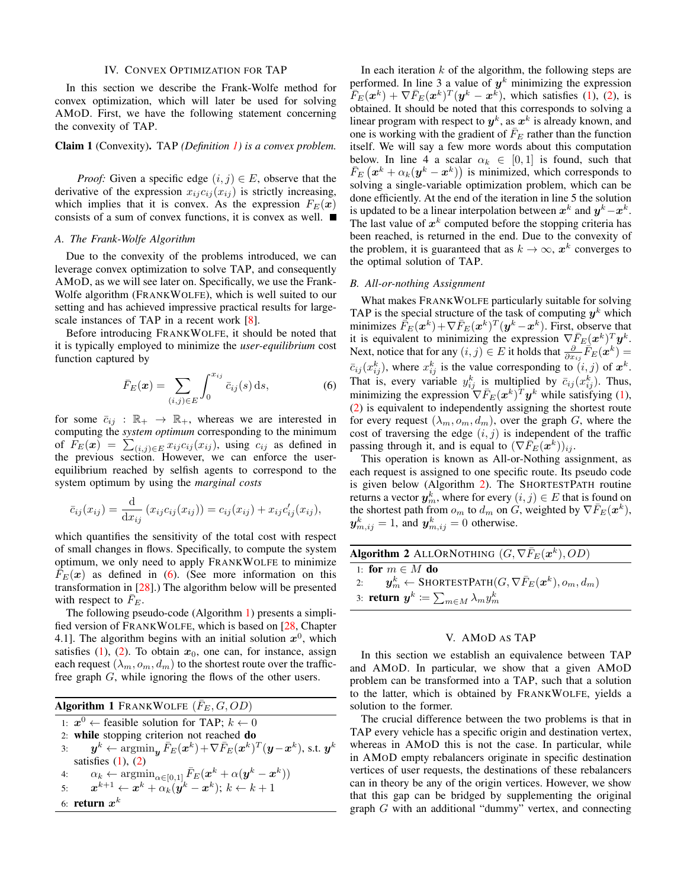## IV. Convex Optimization for TAP

In this section we describe the Frank-Wolfe method for convex optimization, which will later be used for solving AMoD. First, we have the following statement concerning the convexity of TAP.

**Claim 1** (Convexity)**.** TAP *(Definition 1) is a convex problem.*

*Proof:* Given a specific edge $(i,j) \in E$, observe that the derivative of the expression $x_{ij} c_{ij}(x_{ij})$ is strictly increasing, which implies that it is convex. As the expression $F_E(\boldsymbol{x})$ consists of a sum of convex functions, it is convex as well. ■

### A. The Frank-Wolfe Algorithm

Due to the convexity of the problems introduced, we can leverage convex optimization to solve TAP, and consequently AMoD, as we will see later on. Specifically, we use the Frank-Wolfe algorithm (FrankWolfe), which is well suited to our setting and has achieved impressive practical results for large-scale instances of TAP in a recent work [8].

Before introducing FrankWolfe, it should be noted that it is typically employed to minimize the *user-equilibrium* cost function captured by

$$\bar{F}_E(\boldsymbol{x}) = \sum_{(i,j)\in E} \int_0^{x_{ij}} \bar{c}_{ij}(s)\,\mathrm{d}s, \tag{6}$$

for some $\bar{c}_{ij} : \mathbb{R}_+ \to \mathbb{R}_+$, whereas we are interested in computing the *system optimum* corresponding to the minimum of $F_E(\boldsymbol{x}) = \sum_{(i,j)\in E} x_{ij} c_{ij}(x_{ij})$, using $c_{ij}$ as defined in the previous section. However, we can enforce the user-equilibrium reached by selfish agents to correspond to the system optimum by using the *marginal costs*

$$\bar{c}_{ij}(x_{ij}) = \frac{\mathrm{d}}{\mathrm{d}x_{ij}}\left(x_{ij} c_{ij}(x_{ij})\right) = c_{ij}(x_{ij}) + x_{ij} c'_{ij}(x_{ij}),$$

which quantifies the sensitivity of the total cost with respect of small changes in flows. Specifically, to compute the system optimum, we only need to apply FrankWolfe to minimize $\bar{F}_E(\boldsymbol{x})$ as defined in (6). (See more information on this transformation in [28].) The algorithm below will be presented with respect to $\bar{F}_E$.

The following pseudo-code (Algorithm 1) presents a simplified version of FrankWolfe, which is based on [28, Chapter 4.1]. The algorithm begins with an initial solution $\boldsymbol{x}^0$, which satisfies (1), (2). To obtain $\boldsymbol{x}_0$, one can, for instance, assign each request $(\lambda_m, o_m, d_m)$ to the shortest route over the traffic-free graph $G$, while ignoring the flows of the other users.

**Algorithm 1** FrankWolfe $(\bar{F}_E, G, OD)$

```
1: x^0 ← feasible solution for TAP; k ← 0
2: while stopping criterion not reached do
3:     y^k ← argmin_y F̄_E(x^k) + ∇F̄_E(x^k)^T (y − x^k), s.t. y^k satisfies (1), (2)
4:     α_k ← argmin_{α∈[0,1]} F̄_E(x^k + α(y^k − x^k))
5:     x^{k+1} ← x^k + α_k(y^k − x^k); k ← k + 1
6: return x^k
```

In each iteration $k$ of the algorithm, the following steps are performed. In line 3 a value of $\boldsymbol{y}^k$ minimizing the expression $\bar{F}_E(\boldsymbol{x}^k) + \nabla \bar{F}_E(\boldsymbol{x}^k)^T(\boldsymbol{y}^k - \boldsymbol{x}^k)$, which satisfies (1), (2), is obtained. It should be noted that this corresponds to solving a linear program with respect to $\boldsymbol{y}^k$, as $\boldsymbol{x}^k$ is already known, and one is working with the gradient of $\bar{F}_E$ rather than the function itself. We will say a few more words about this computation below. In line 4 a scalar $\alpha_k \in [0,1]$ is found, such that $\bar{F}_E\left(\boldsymbol{x}^k + \alpha_k(\boldsymbol{y}^k - \boldsymbol{x}^k)\right)$ is minimized, which corresponds to solving a single-variable optimization problem, which can be done efficiently. At the end of the iteration in line 5 the solution is updated to be a linear interpolation between $\boldsymbol{x}^k$ and $\boldsymbol{y}^k - \boldsymbol{x}^k$. The last value of $\boldsymbol{x}^k$ computed before the stopping criteria has been reached, is returned in the end. Due to the convexity of the problem, it is guaranteed that as $k \to \infty$, $\boldsymbol{x}^k$ converges to the optimal solution of TAP.

### B. All-or-nothing Assignment

What makes FrankWolfe particularly suitable for solving TAP is the special structure of the task of computing $\boldsymbol{y}^k$ which minimizes $\bar{F}_E(\boldsymbol{x}^k) + \nabla \bar{F}_E(\boldsymbol{x}^k)^T(\boldsymbol{y}^k - \boldsymbol{x}^k)$. First, observe that it is equivalent to minimizing the expression $\nabla \bar{F}_E(\boldsymbol{x}^k)^T \boldsymbol{y}^k$. Next, notice that for any $(i,j) \in E$ it holds that $\frac{\partial}{\partial x_{ij}} \bar{F}_E(\boldsymbol{x}^k) = \bar{c}_{ij}(x^k_{ij})$, where $x^k_{ij}$ is the value corresponding to $(i,j)$ of $\boldsymbol{x}^k$. That is, every variable $y^k_{ij}$ is multiplied by $\bar{c}_{ij}(x^k_{ij})$. Thus, minimizing the expression $\nabla \bar{F}_E(\boldsymbol{x}^k)^T \boldsymbol{y}^k$ while satisfying (1), (2) is equivalent to independently assigning the shortest route for every request $(\lambda_m, o_m, d_m)$, over the graph $G$, where the cost of traversing the edge $(i,j)$ is independent of the traffic passing through it, and is equal to $(\nabla \bar{F}_E(\boldsymbol{x}^k))_{ij}$.

This operation is known as All-or-Nothing assignment, as each request is assigned to one specific route. Its pseudo code is given below (Algorithm 2). The ShortestPath routine returns a vector $\boldsymbol{y}^k_m$, where for every $(i,j) \in E$ that is found on the shortest path from $o_m$ to $d_m$ on $G$, weighted by $\nabla \bar{F}_E(\boldsymbol{x}^k)$, $\boldsymbol{y}^k_{m,ij} = 1$, and $\boldsymbol{y}^k_{m,ij} = 0$ otherwise.

**Algorithm 2** AllOrNothing $(G, \nabla \bar{F}_E(\boldsymbol{x}^k), OD)$

```
1: for m ∈ M do
2:     y^k_m ← ShortestPath(G, ∇F̄_E(x^k), o_m, d_m)
3: return y^k := Σ_{m∈M} λ_m y^k_m
```

## V. AMoD as TAP

In this section we establish an equivalence between TAP and AMoD. In particular, we show that a given AMoD problem can be transformed into a TAP, such that a solution to the latter, which is obtained by FrankWolfe, yields a solution to the former.

The crucial difference between the two problems is that in TAP every vehicle has a specific origin and destination vertex, whereas in AMoD this is not the case. In particular, while in AMoD empty rebalancers originate in specific destination vertices of user requests, the destinations of these rebalancers can in theory be any of the origin vertices. However, we show that this gap can be bridged by supplementing the original graph $G$ with an additional "dummy" vertex, and connecting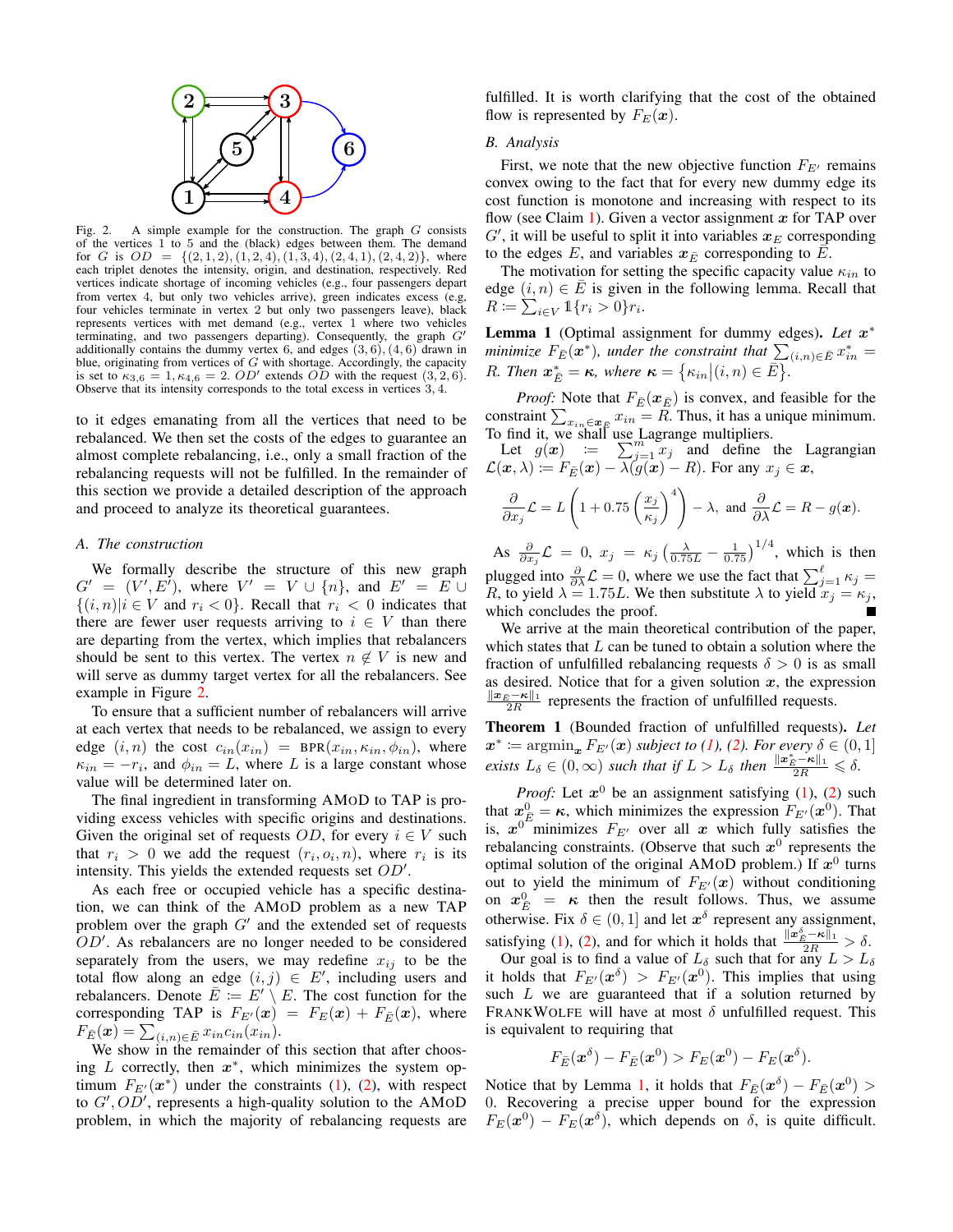Fig. 2. A simple example for the construction. The graph $G$ consists of the vertices 1 to 5 and the (black) edges between them. The demand for $G$ is $OD = \{(2,1,2),(1,2,4),(1,3,4),(2,4,1),(2,4,2)\}$, where each triplet denotes the intensity, origin, and destination, respectively. Red vertices indicate shortage of incoming vehicles (e.g., four passengers depart from vertex 4, but only two vehicles arrive), green indicates excess (e.g, four vehicles terminate in vertex 2 but only two passengers leave), black represents vertices with met demand (e.g., vertex 1 where two vehicles terminating, and two passengers departing). Consequently, the graph $G'$ additionally contains the dummy vertex 6, and edges $(3,6),(4,6)$ drawn in blue, originating from vertices of $G$ with shortage. Accordingly, the capacity is set to $\kappa_{3,6} = 1, \kappa_{4,6} = 2$. $OD'$ extends $OD$ with the request $(3,2,6)$. Observe that its intensity corresponds to the total excess in vertices 3, 4.

to it edges emanating from all the vertices that need to be rebalanced. We then set the costs of the edges to guarantee an almost complete rebalancing, i.e., only a small fraction of the rebalancing requests will not be fulfilled. In the remainder of this section we provide a detailed description of the approach and proceed to analyze its theoretical guarantees.

### A. The construction

We formally describe the structure of this new graph $G' = (V', E')$, where $V' = V \cup \{n\}$, and $E' = E \cup \{(i,n) | i \in V \text{ and } r_i < 0\}$. Recall that $r_i < 0$ indicates that there are fewer user requests arriving to $i \in V$ than there are departing from the vertex, which implies that rebalancers should be sent to this vertex. The vertex $n \notin V$ is new and will serve as dummy target vertex for all the rebalancers. See example in Figure 2.

To ensure that a sufficient number of rebalancers will arrive at each vertex that needs to be rebalanced, we assign to every edge $(i,n)$ the cost $c_{in}(x_{in}) = \text{BPR}(x_{in}, \kappa_{in}, \phi_{in})$, where $\kappa_{in} = -r_i$, and $\phi_{in} = L$, where $L$ is a large constant whose value will be determined later on.

The final ingredient in transforming AMoD to TAP is providing excess vehicles with specific origins and destinations. Given the original set of requests $OD$, for every $i \in V$ such that $r_i > 0$ we add the request $(r_i, o_i, n)$, where $r_i$ is its intensity. This yields the extended requests set $OD'$.

As each free or occupied vehicle has a specific destination, we can think of the AMoD problem as a new TAP problem over the graph $G'$ and the extended set of requests $OD'$. As rebalancers are no longer needed to be considered separately from the users, we may redefine $x_{ij}$ to be the total flow along an edge $(i,j) \in E'$, including users and rebalancers. Denote $\bar{E} := E' \setminus E$. The cost function for the corresponding TAP is $F_{E'}(\boldsymbol{x}) = F_E(\boldsymbol{x}) + F_{\bar{E}}(\boldsymbol{x})$, where $F_{\bar{E}}(\boldsymbol{x}) = \sum_{(i,n)\in \bar{E}} x_{in} c_{in}(x_{in})$.

We show in the remainder of this section that after choosing $L$ correctly, then $\boldsymbol{x}^*$, which minimizes the system optimum $F_{E'}(\boldsymbol{x}^*)$ under the constraints (1), (2), with respect to $G', OD'$, represents a high-quality solution to the AMoD problem, in which the majority of rebalancing requests are fulfilled. It is worth clarifying that the cost of the obtained flow is represented by $F_E(\boldsymbol{x})$.

### B. Analysis

First, we note that the new objective function $F_{E'}$ remains convex owing to the fact that for every new dummy edge its cost function is monotone and increasing with respect to its flow (see Claim 1). Given a vector assignment $\boldsymbol{x}$ for TAP over $G'$, it will be useful to split it into variables $\boldsymbol{x}_E$ corresponding to the edges $E$, and variables $\boldsymbol{x}_{\bar{E}}$ corresponding to $\bar{E}$.

The motivation for setting the specific capacity value $\kappa_{in}$ to edge $(i,n) \in \bar{E}$ is given in the following lemma. Recall that $R := \sum_{i\in V} \mathbb{1}\{r_i > 0\} r_i$.

**Lemma 1** (Optimal assignment for dummy edges). *Let $\boldsymbol{x}^*$ minimize $F_{\bar{E}}(\boldsymbol{x}^*)$, under the constraint that $\sum_{(i,n)\in\bar{E}} x^*_{in} = R$. Then $\boldsymbol{x}^*_{\bar{E}} = \boldsymbol{\kappa}$, where $\boldsymbol{\kappa} = \{\kappa_{in} | (i,n) \in \bar{E}\}$.*

*Proof:* Note that $F_{\bar{E}}(\boldsymbol{x}_{\bar{E}})$ is convex, and feasible for the constraint $\sum_{x_{in}\in \boldsymbol{x}_{\bar{E}}} x_{in} = R$. Thus, it has a unique minimum. To find it, we shall use Lagrange multipliers.

Let $g(\boldsymbol{x}) := \sum_{j=1}^{m} x_j$ and define the Lagrangian $\mathcal{L}(\boldsymbol{x}, \lambda) := F_{\bar{E}}(\boldsymbol{x}) - \lambda(g(\boldsymbol{x}) - R)$. For any $x_j \in \boldsymbol{x}$,

$$\frac{\partial}{\partial x_j}\mathcal{L} = L\left(1 + 0.75\left(\frac{x_j}{\kappa_j}\right)^4\right) - \lambda, \text{ and } \frac{\partial}{\partial \lambda}\mathcal{L} = R - g(\boldsymbol{x}).$$

As $\frac{\partial}{\partial x_j}\mathcal{L} = 0$, $x_j = \kappa_j\left(\frac{\lambda}{0.75L} - \frac{1}{0.75}\right)^{1/4}$, which is then plugged into $\frac{\partial}{\partial \lambda}\mathcal{L} = 0$, where we use the fact that $\sum_{j=1}^{\ell} \kappa_j = R$, to yield $\lambda = 1.75L$. We then substitute $\lambda$ to yield $x_j = \kappa_j$, which concludes the proof. ∎

We arrive at the main theoretical contribution of the paper, which states that $L$ can be tuned to obtain a solution where the fraction of unfulfilled rebalancing requests $\delta > 0$ is as small as desired. Notice that for a given solution $\boldsymbol{x}$, the expression $\frac{\|\boldsymbol{x}_{\bar{E}} - \boldsymbol{\kappa}\|_1}{2R}$ represents the fraction of unfulfilled requests.

**Theorem 1** (Bounded fraction of unfulfilled requests). *Let $\boldsymbol{x}^* := \text{argmin}_{\boldsymbol{x}} F_{E'}(\boldsymbol{x})$ subject to (1), (2). For every $\delta \in (0,1]$ exists $L_\delta \in (0,\infty)$ such that if $L > L_\delta$ then $\frac{\|\boldsymbol{x}^*_{\bar{E}} - \boldsymbol{\kappa}\|_1}{2R} \leqslant \delta$.*

*Proof:* Let $\boldsymbol{x}^0$ be an assignment satisfying (1), (2) such that $\boldsymbol{x}^0_{\bar{E}} = \boldsymbol{\kappa}$, which minimizes the expression $F_{E'}(\boldsymbol{x}^0)$. That is, $\boldsymbol{x}^0$ minimizes $F_{E'}$ over all $\boldsymbol{x}$ which fully satisfies the rebalancing constraints. (Observe that such $\boldsymbol{x}^0$ represents the optimal solution of the original AMoD problem.) If $\boldsymbol{x}^0$ turns out to yield the minimum of $F_{E'}(\boldsymbol{x})$ without conditioning on $\boldsymbol{x}^0_{\bar{E}} = \boldsymbol{\kappa}$ then the result follows. Thus, we assume otherwise. Fix $\delta \in (0,1]$ and let $\boldsymbol{x}^\delta$ represent any assignment, satisfying (1), (2), and for which it holds that $\frac{\|\boldsymbol{x}^\delta_{\bar{E}} - \boldsymbol{\kappa}\|_1}{2R} > \delta$.

Our goal is to find a value of $L_\delta$ such that for any $L > L_\delta$ it holds that $F_{E'}(\boldsymbol{x}^\delta) > F_{E'}(\boldsymbol{x}^0)$. This implies that using such $L$ we are guaranteed that if a solution returned by FRANKWOLFE will have at most $\delta$ unfulfilled request. This is equivalent to requiring that

$$F_{\bar{E}}(\boldsymbol{x}^\delta) - F_{\bar{E}}(\boldsymbol{x}^0) > F_E(\boldsymbol{x}^0) - F_E(\boldsymbol{x}^\delta).$$

Notice that by Lemma 1, it holds that $F_{\bar{E}}(\boldsymbol{x}^\delta) - F_{\bar{E}}(\boldsymbol{x}^0) > 0$. Recovering a precise upper bound for the expression $F_E(\boldsymbol{x}^0) - F_E(\boldsymbol{x}^\delta)$, which depends on $\delta$, is quite difficult.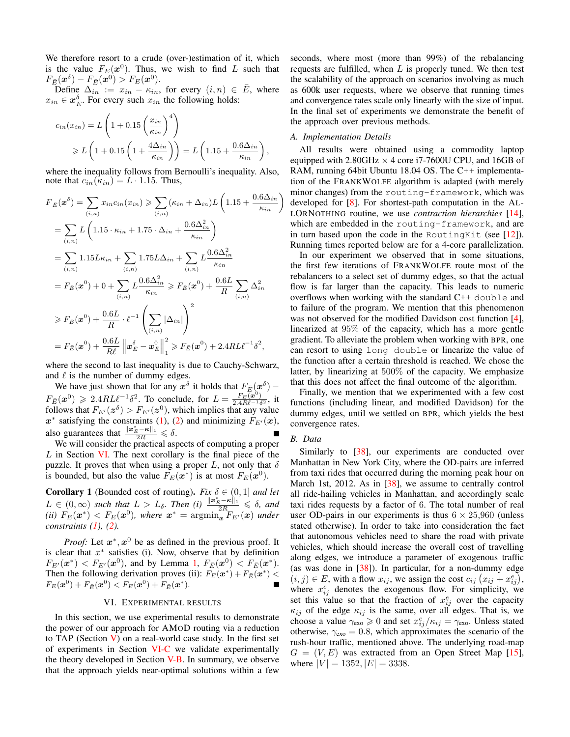We therefore resort to a crude (over-)estimation of it, which is the value $F_E(\boldsymbol{x}^0)$. Thus, we wish to find $L$ such that $F_{\bar{E}}(\boldsymbol{x}^\delta) - F_{\bar{E}}(\boldsymbol{x}^0) > F_E(\boldsymbol{x}^0)$.

Define $\Delta_{in} := x_{in} - \kappa_{in}$, for every $(i,n) \in \bar{E}$, where $x_{in} \in \boldsymbol{x}^\delta_{\bar{E}}$. For every such $x_{in}$ the following holds:

$$
\begin{aligned}
c_{in}(x_{in}) &= L\left(1 + 0.15\left(\frac{x_{in}}{\kappa_{in}}\right)^4\right) \\
&\geqslant L\left(1 + 0.15\left(1 + \frac{4\Delta_{in}}{\kappa_{in}}\right)\right) = L\left(1.15 + \frac{0.6\Delta_{in}}{\kappa_{in}}\right),
\end{aligned}
$$

where the inequality follows from Bernoulli's inequality. Also, note that $c_{in}(\kappa_{in}) = L \cdot 1.15$. Thus,

$$
\begin{aligned}
F_{\bar{E}}(\boldsymbol{x}^\delta) &= \sum_{(i,n)} x_{in} c_{in}(x_{in}) \geqslant \sum_{(i,n)} (\kappa_{in} + \Delta_{in}) L \left(1.15 + \frac{0.6\Delta_{in}}{\kappa_{in}}\right) \\
&= \sum_{(i,n)} L\left(1.15 \cdot \kappa_{in} + 1.75 \cdot \Delta_{in} + \frac{0.6\Delta_{in}^2}{\kappa_{in}}\right) \\
&= \sum_{(i,n)} 1.15 L \kappa_{in} + \sum_{(i,n)} 1.75 L \Delta_{in} + \sum_{(i,n)} L \frac{0.6\Delta_{in}^2}{\kappa_{in}} \\
&= F_{\bar{E}}(\boldsymbol{x}^0) + 0 + \sum_{(i,n)} L \frac{0.6\Delta_{in}^2}{\kappa_{in}} \geqslant F_{\bar{E}}(\boldsymbol{x}^0) + \frac{0.6L}{R} \sum_{(i,n)} \Delta_{in}^2 \\
&\geqslant F_{\bar{E}}(\boldsymbol{x}^0) + \frac{0.6L}{R} \cdot \ell^{-1} \left(\sum_{(i,n)} |\Delta_{in}|\right)^2 \\
&= F_{\bar{E}}(\boldsymbol{x}^0) + \frac{0.6L}{R\ell} \left\|\boldsymbol{x}^\delta_{\bar{E}} - \boldsymbol{x}^0_{\bar{E}}\right\|_1^2 \geqslant F_{\bar{E}}(\boldsymbol{x}^0) + 2.4RL\ell^{-1}\delta^2,
\end{aligned}
$$

where the second to last inequality is due to Cauchy-Schwarz, and $\ell$ is the number of dummy edges.

We have just shown that for any $\boldsymbol{x}^\delta$ it holds that $F_{\bar{E}}(\boldsymbol{x}^\delta) - F_{\bar{E}}(\boldsymbol{x}^0) \geqslant 2.4RL\ell^{-1}\delta^2$. To conclude, for $L = \frac{F_E(\boldsymbol{x}^0)}{2.4R\ell^{-1}\delta^2}$, it follows that $F_{E'}(\boldsymbol{z}^\delta) > F_{E'}(\boldsymbol{z}^0)$, which implies that any value $\boldsymbol{x}^*$ satisfying the constraints (1), (2) and minimizing $F_{E'}(\boldsymbol{x})$, also guarantees that $\frac{\|\boldsymbol{x}^*_{\bar{E}} - \boldsymbol{\kappa}\|_1}{2R} \leqslant \delta$. ∎

We will consider the practical aspects of computing a proper $L$ in Section VI. The next corollary is the final piece of the puzzle. It proves that when using a proper $L$, not only that $\delta$ is bounded, but also the value $F_E(\boldsymbol{x}^*)$ is at most $F_E(\boldsymbol{x}^0)$.

**Corollary 1** (Bounded cost of routing). *Fix $\delta \in (0,1]$ and let $L \in (0,\infty)$ such that $L > L_\delta$. Then (i) $\frac{\|\boldsymbol{x}^*_{\bar{E}} - \boldsymbol{\kappa}\|_1}{2R} \leqslant \delta$, and (ii) $F_E(\boldsymbol{x}^*) < F_E(\boldsymbol{x}^0)$, where $\boldsymbol{x}^* = \operatorname{argmin}_{\boldsymbol{x}} F_{E'}(\boldsymbol{x})$ under constraints (1), (2).*

*Proof:* Let $\boldsymbol{x}^*, \boldsymbol{x}^0$ be as defined in the previous proof. It is clear that $x^*$ satisfies (i). Now, observe that by definition $F_{E'}(\boldsymbol{x}^*) < F_{E'}(\boldsymbol{x}^0)$, and by Lemma 1, $F_{\bar{E}}(\boldsymbol{x}^0) < F_{\bar{E}}(\boldsymbol{x}^*)$. Then the following derivation proves (ii): $F_E(\boldsymbol{x}^*) + F_{\bar{E}}(\boldsymbol{x}^*) < F_E(\boldsymbol{x}^0) + F_{\bar{E}}(\boldsymbol{x}^0) < F_E(\boldsymbol{x}^0) + F_{\bar{E}}(\boldsymbol{x}^*)$. ∎

## VI. Experimental Results

In this section, we use experimental results to demonstrate the power of our approach for AMoD routing via a reduction to TAP (Section V) on a real-world case study. In the first set of experiments in Section VI-C we validate experimentally the theory developed in Section V-B. In summary, we observe that the approach yields near-optimal solutions within a few seconds, where most (more than 99%) of the rebalancing requests are fulfilled, when $L$ is properly tuned. We then test the scalability of the approach on scenarios involving as much as 600k user requests, where we observe that running times and convergence rates scale only linearly with the size of input. In the final set of experiments we demonstrate the benefit of the approach over previous methods.

### A. Implementation Details

All results were obtained using a commodity laptop equipped with 2.80GHz × 4 core i7-7600U CPU, and 16GB of RAM, running 64bit Ubuntu 18.04 OS. The C++ implementation of the FrankWolfe algorithm is adapted (with merely minor changes) from the `routing-framework`, which was developed for [8]. For shortest-path computation in the AllOrNothing routine, we use *contraction hierarchies* [14], which are embedded in the `routing-framework`, and are in turn based upon the code in the `RoutingKit` (see [12]). Running times reported below are for a 4-core parallelization.

In our experiment we observed that in some situations, the first few iterations of FrankWolfe route most of the rebalancers to a select set of dummy edges, so that the actual flow is far larger than the capacity. This leads to numeric overflows when working with the standard C++ `double` and to failure of the program. We mention that this phenomenon was not observed for the modified Davidson cost function [4], linearized at 95% of the capacity, which has a more gentle gradient. To alleviate the problem when working with BPR, one can resort to using `long double` or linearize the value of the function after a certain threshold is reached. We chose the latter, by linearizing at 500% of the capacity. We emphasize that this does not affect the final outcome of the algorithm.

Finally, we mention that we experimented with a few cost functions (including linear, and modified Davidson) for the dummy edges, until we settled on BPR, which yields the best convergence rates.

### B. Data

Similarly to [38], our experiments are conducted over Manhattan in New York City, where the OD-pairs are inferred from taxi rides that occurred during the morning peak hour on March 1st, 2012. As in [38], we assume to centrally control all ride-hailing vehicles in Manhattan, and accordingly scale taxi rides requests by a factor of 6. The total number of real user OD-pairs in our experiments is thus $6 \times 25{,}960$ (unless stated otherwise). In order to take into consideration the fact that autonomous vehicles need to share the road with private vehicles, which should increase the overall cost of travelling along edges, we introduce a parameter of exogenous traffic (as was done in [38]). In particular, for a non-dummy edge $(i,j) \in E$, with a flow $x_{ij}$, we assign the cost $c_{ij}\left(x_{ij} + x^e_{ij}\right)$, where $x^e_{ij}$ denotes the exogenous flow. For simplicity, we set this value so that the fraction of $x^e_{ij}$ over the capacity $\kappa_{ij}$ of the edge $\kappa_{ij}$ is the same, over all edges. That is, we choose a value $\gamma_{\text{exo}} \geqslant 0$ and set $x^e_{ij}/\kappa_{ij} = \gamma_{\text{exo}}$. Unless stated otherwise, $\gamma_{\text{exo}} = 0.8$, which approximates the scenario of the rush-hour traffic, mentioned above. The underlying road-map $G = (V,E)$ was extracted from an Open Street Map [15], where $|V| = 1352, |E| = 3338$.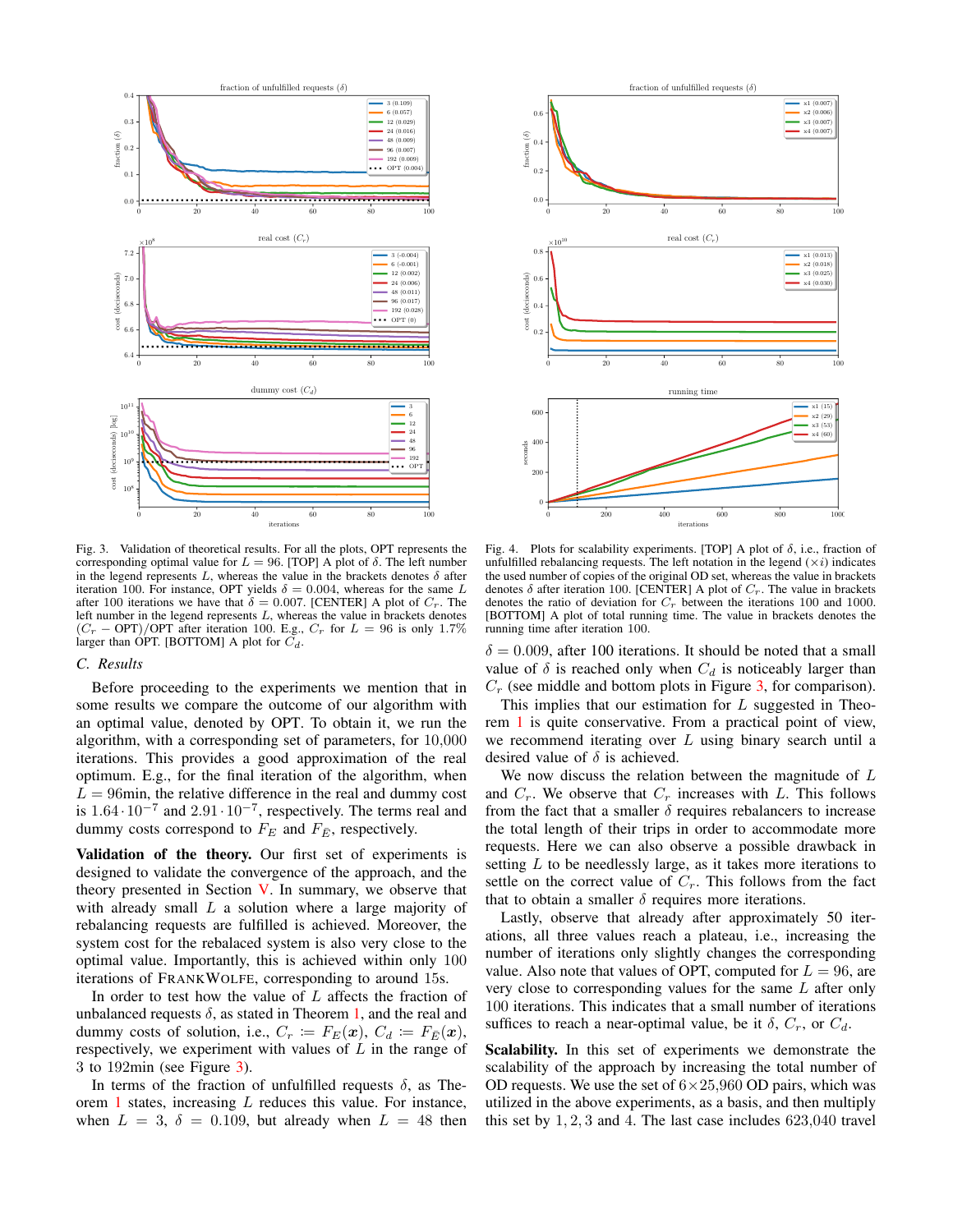Fig. 3. Validation of theoretical results. For all the plots, OPT represents the corresponding optimal value for $L = 96$. [TOP] A plot of $\delta$. The left number in the legend represents $L$, whereas the value in the brackets denotes $\delta$ after iteration 100. For instance, OPT yields $\delta = 0.004$, whereas for the same $L$ after 100 iterations we have that $\delta = 0.007$. [CENTER] A plot of $C_r$. The left number in the legend represents $L$, whereas the value in brackets denotes $(C_r - \text{OPT})/\text{OPT}$ after iteration 100. E.g., $C_r$ for $L = 96$ is only 1.7% larger than OPT. [BOTTOM] A plot for $C_d$.

Fig. 4. Plots for scalability experiments. [TOP] A plot of $\delta$, i.e., fraction of unfulfilled rebalancing requests. The left notation in the legend ($\times i$) indicates the used number of copies of the original OD set, whereas the value in brackets denotes $\delta$ after iteration 100. [CENTER] A plot of $C_r$. The value in brackets denotes the ratio of deviation for $C_r$ between the iterations 100 and 1000. [BOTTOM] A plot of total running time. The value in brackets denotes the running time after iteration 100.

### C. Results

Before proceeding to the experiments we mention that in some results we compare the outcome of our algorithm with an optimal value, denoted by OPT. To obtain it, we run the algorithm, with a corresponding set of parameters, for 10,000 iterations. This provides a good approximation of the real optimum. E.g., for the final iteration of the algorithm, when $L = 96$min, the relative difference in the real and dummy cost is $1.64 \cdot 10^{-7}$ and $2.91 \cdot 10^{-7}$, respectively. The terms real and dummy costs correspond to $F_E$ and $F_{\bar{E}}$, respectively.

**Validation of the theory.** Our first set of experiments is designed to validate the convergence of the approach, and the theory presented in Section V. In summary, we observe that with already small $L$ a solution where a large majority of rebalancing requests are fulfilled is achieved. Moreover, the system cost for the rebalaced system is also very close to the optimal value. Importantly, this is achieved within only 100 iterations of FRANKWOLFE, corresponding to around 15s.

In order to test how the value of $L$ affects the fraction of unbalanced requests $\delta$, as stated in Theorem 1, and the real and dummy costs of solution, i.e., $C_r := F_E(\boldsymbol{x})$, $C_d := F_{\bar{E}}(\boldsymbol{x})$, respectively, we experiment with values of $L$ in the range of 3 to 192min (see Figure 3).

In terms of the fraction of unfulfilled requests $\delta$, as Theorem 1 states, increasing $L$ reduces this value. For instance, when $L = 3$, $\delta = 0.109$, but already when $L = 48$ then $\delta = 0.009$, after 100 iterations. It should be noted that a small value of $\delta$ is reached only when $C_d$ is noticeably larger than $C_r$ (see middle and bottom plots in Figure 3, for comparison). This implies that our estimation for $L$ suggested in Theorem 1 is quite conservative. From a practical point of view, we recommend iterating over $L$ using binary search until a desired value of $\delta$ is achieved.

We now discuss the relation between the magnitude of $L$ and $C_r$. We observe that $C_r$ increases with $L$. This follows from the fact that a smaller $\delta$ requires rebalancers to increase the total length of their trips in order to accommodate more requests. Here we can also observe a possible drawback in setting $L$ to be needlessly large, as it takes more iterations to settle on the correct value of $C_r$. This follows from the fact that to obtain a smaller $\delta$ requires more iterations.

Lastly, observe that already after approximately 50 iterations, all three values reach a plateau, i.e., increasing the number of iterations only slightly changes the corresponding value. Also note that values of OPT, computed for $L = 96$, are very close to corresponding values for the same $L$ after only 100 iterations. This indicates that a small number of iterations suffices to reach a near-optimal value, be it $\delta$, $C_r$, or $C_d$.

**Scalability.** In this set of experiments we demonstrate the scalability of the approach by increasing the total number of OD requests. We use the set of $6 \times 25{,}960$ OD pairs, which was utilized in the above experiments, as a basis, and then multiply this set by $1, 2, 3$ and $4$. The last case includes 623,040 travel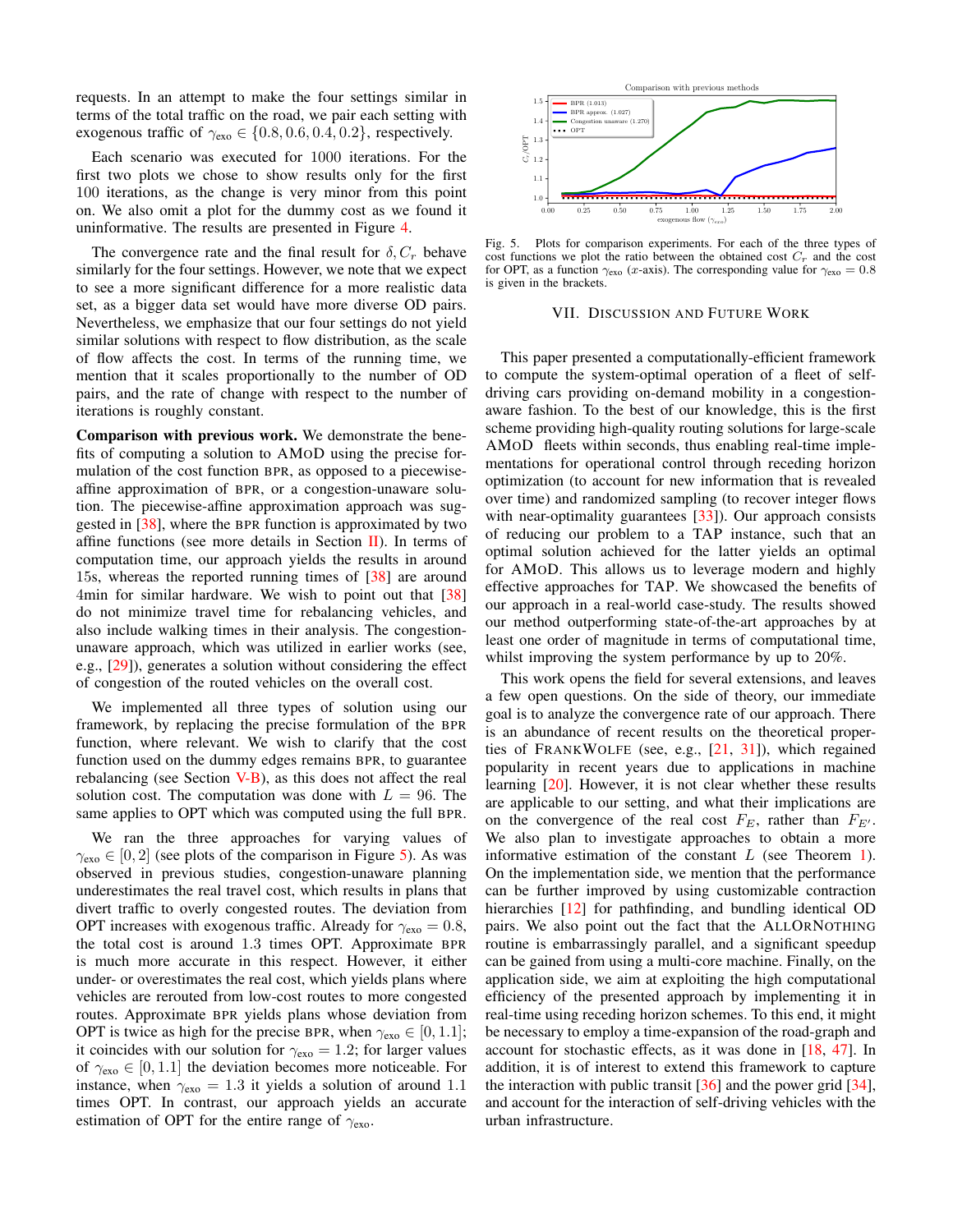requests. In an attempt to make the four settings similar in terms of the total traffic on the road, we pair each setting with exogenous traffic of $\gamma_{\text{exo}} \in \{0.8, 0.6, 0.4, 0.2\}$, respectively.

Each scenario was executed for 1000 iterations. For the first two plots we chose to show results only for the first 100 iterations, as the change is very minor from this point on. We also omit a plot for the dummy cost as we found it uninformative. The results are presented in Figure 4.

The convergence rate and the final result for $\delta, C_r$ behave similarly for the four settings. However, we note that we expect to see a more significant difference for a more realistic data set, as a bigger data set would have more diverse OD pairs. Nevertheless, we emphasize that our four settings do not yield similar solutions with respect to flow distribution, as the scale of flow affects the cost. In terms of the running time, we mention that it scales proportionally to the number of OD pairs, and the rate of change with respect to the number of iterations is roughly constant.

**Comparison with previous work.** We demonstrate the benefits of computing a solution to AMoD using the precise formulation of the cost function BPR, as opposed to a piecewise-affine approximation of BPR, or a congestion-unaware solution. The piecewise-affine approximation approach was suggested in [38], where the BPR function is approximated by two affine functions (see more details in Section II). In terms of computation time, our approach yields the results in around 15s, whereas the reported running times of [38] are around 4min for similar hardware. We wish to point out that [38] do not minimize travel time for rebalancing vehicles, and also include walking times in their analysis. The congestion-unaware approach, which was utilized in earlier works (see, e.g., [29]), generates a solution without considering the effect of congestion of the routed vehicles on the overall cost.

We implemented all three types of solution using our framework, by replacing the precise formulation of the BPR function, where relevant. We wish to clarify that the cost function used on the dummy edges remains BPR, to guarantee rebalancing (see Section V-B), as this does not affect the real solution cost. The computation was done with $L = 96$. The same applies to OPT which was computed using the full BPR.

We ran the three approaches for varying values of $\gamma_{\text{exo}} \in [0, 2]$ (see plots of the comparison in Figure 5). As was observed in previous studies, congestion-unaware planning underestimates the real travel cost, which results in plans that divert traffic to overly congested routes. The deviation from OPT increases with exogenous traffic. Already for $\gamma_{\text{exo}} = 0.8$, the total cost is around 1.3 times OPT. Approximate BPR is much more accurate in this respect. However, it either under- or overestimates the real cost, which yields plans where vehicles are rerouted from low-cost routes to more congested routes. Approximate BPR yields plans whose deviation from OPT is twice as high for the precise BPR, when $\gamma_{\text{exo}} \in [0, 1.1]$; it coincides with our solution for $\gamma_{\text{exo}} = 1.2$; for larger values of $\gamma_{\text{exo}} \in [0, 1.1]$ the deviation becomes more noticeable. For instance, when $\gamma_{\text{exo}} = 1.3$ it yields a solution of around 1.1 times OPT. In contrast, our approach yields an accurate estimation of OPT for the entire range of $\gamma_{\text{exo}}$.

Fig. 5. Plots for comparison experiments. For each of the three types of cost functions we plot the ratio between the obtained cost $C_r$ and the cost for OPT, as a function $\gamma_{\text{exo}}$ ($x$-axis). The corresponding value for $\gamma_{\text{exo}} = 0.8$ is given in the brackets.

## VII. Discussion and Future Work

This paper presented a computationally-efficient framework to compute the system-optimal operation of a fleet of self-driving cars providing on-demand mobility in a congestion-aware fashion. To the best of our knowledge, this is the first scheme providing high-quality routing solutions for large-scale AMoD fleets within seconds, thus enabling real-time implementations for operational control through receding horizon optimization (to account for new information that is revealed over time) and randomized sampling (to recover integer flows with near-optimality guarantees [33]). Our approach consists of reducing our problem to a TAP instance, such that an optimal solution achieved for the latter yields an optimal for AMoD. This allows us to leverage modern and highly effective approaches for TAP. We showcased the benefits of our approach in a real-world case-study. The results showed our method outperforming state-of-the-art approaches by at least one order of magnitude in terms of computational time, whilst improving the system performance by up to 20%.

This work opens the field for several extensions, and leaves a few open questions. On the side of theory, our immediate goal is to analyze the convergence rate of our approach. There is an abundance of recent results on the theoretical properties of FrankWolfe (see, e.g., [21, 31]), which regained popularity in recent years due to applications in machine learning [20]. However, it is not clear whether these results are applicable to our setting, and what their implications are on the convergence of the real cost $F_E$, rather than $F_{E'}$. We also plan to investigate approaches to obtain a more informative estimation of the constant $L$ (see Theorem 1). On the implementation side, we mention that the performance can be further improved by using customizable contraction hierarchies [12] for pathfinding, and bundling identical OD pairs. We also point out the fact that the AllOrNothing routine is embarrassingly parallel, and a significant speedup can be gained from using a multi-core machine. Finally, on the application side, we aim at exploiting the high computational efficiency of the presented approach by implementing it in real-time using receding horizon schemes. To this end, it might be necessary to employ a time-expansion of the road-graph and account for stochastic effects, as it was done in [18, 47]. In addition, it is of interest to extend this framework to capture the interaction with public transit [36] and the power grid [34], and account for the interaction of self-driving vehicles with the urban infrastructure.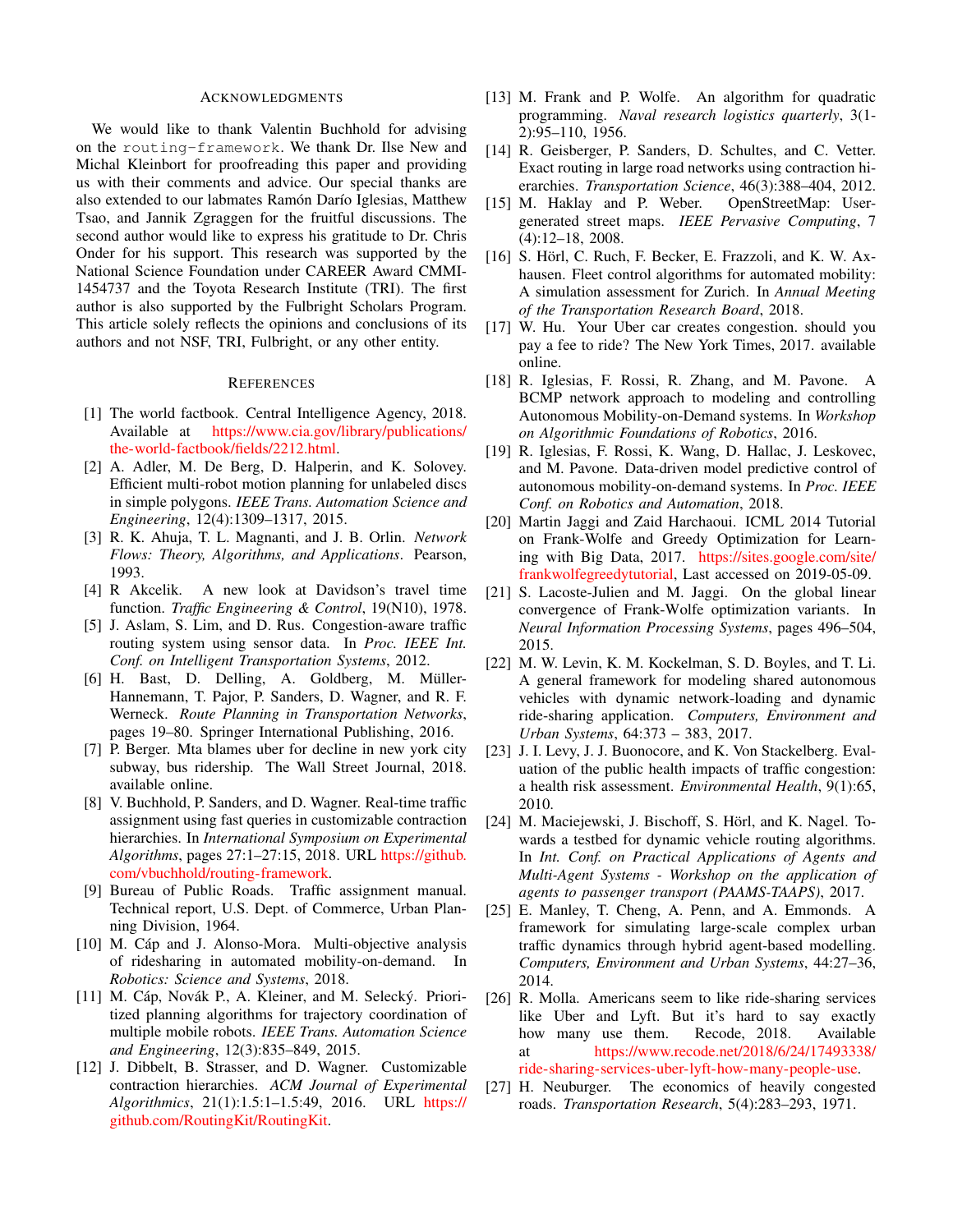## Acknowledgments

We would like to thank Valentin Buchhold for advising on the `routing-framework`. We thank Dr. Ilse New and Michal Kleinbort for proofreading this paper and providing us with their comments and advice. Our special thanks are also extended to our labmates Ramón Darío Iglesias, Matthew Tsao, and Jannik Zgraggen for the fruitful discussions. The second author would like to express his gratitude to Dr. Chris Onder for his support. This research was supported by the National Science Foundation under CAREER Award CMMI-1454737 and the Toyota Research Institute (TRI). The first author is also supported by the Fulbright Scholars Program. This article solely reflects the opinions and conclusions of its authors and not NSF, TRI, Fulbright, or any other entity.

## References

[1] The world factbook. Central Intelligence Agency, 2018. Available at https://www.cia.gov/library/publications/the-world-factbook/fields/2212.html.

[2] A. Adler, M. De Berg, D. Halperin, and K. Solovey. Efficient multi-robot motion planning for unlabeled discs in simple polygons. *IEEE Trans. Automation Science and Engineering*, 12(4):1309–1317, 2015.

[3] R. K. Ahuja, T. L. Magnanti, and J. B. Orlin. *Network Flows: Theory, Algorithms, and Applications*. Pearson, 1993.

[4] R Akcelik. A new look at Davidson's travel time function. *Traffic Engineering & Control*, 19(N10), 1978.

[5] J. Aslam, S. Lim, and D. Rus. Congestion-aware traffic routing system using sensor data. In *Proc. IEEE Int. Conf. on Intelligent Transportation Systems*, 2012.

[6] H. Bast, D. Delling, A. Goldberg, M. Müller-Hannemann, T. Pajor, P. Sanders, D. Wagner, and R. F. Werneck. *Route Planning in Transportation Networks*, pages 19–80. Springer International Publishing, 2016.

[7] P. Berger. Mta blames uber for decline in new york city subway, bus ridership. The Wall Street Journal, 2018. available online.

[8] V. Buchhold, P. Sanders, and D. Wagner. Real-time traffic assignment using fast queries in customizable contraction hierarchies. In *International Symposium on Experimental Algorithms*, pages 27:1–27:15, 2018. URL https://github.com/vbuchhold/routing-framework.

[9] Bureau of Public Roads. Traffic assignment manual. Technical report, U.S. Dept. of Commerce, Urban Planning Division, 1964.

[10] M. Čáp and J. Alonso-Mora. Multi-objective analysis of ridesharing in automated mobility-on-demand. In *Robotics: Science and Systems*, 2018.

[11] M. Čáp, Novák P., A. Kleiner, and M. Selecký. Prioritized planning algorithms for trajectory coordination of multiple mobile robots. *IEEE Trans. Automation Science and Engineering*, 12(3):835–849, 2015.

[12] J. Dibbelt, B. Strasser, and D. Wagner. Customizable contraction hierarchies. *ACM Journal of Experimental Algorithmics*, 21(1):1.5:1–1.5:49, 2016. URL https://github.com/RoutingKit/RoutingKit.

[13] M. Frank and P. Wolfe. An algorithm for quadratic programming. *Naval research logistics quarterly*, 3(1-2):95–110, 1956.

[14] R. Geisberger, P. Sanders, D. Schultes, and C. Vetter. Exact routing in large road networks using contraction hierarchies. *Transportation Science*, 46(3):388–404, 2012.

[15] M. Haklay and P. Weber. OpenStreetMap: User-generated street maps. *IEEE Pervasive Computing*, 7 (4):12–18, 2008.

[16] S. Hörl, C. Ruch, F. Becker, E. Frazzoli, and K. W. Axhausen. Fleet control algorithms for automated mobility: A simulation assessment for Zurich. In *Annual Meeting of the Transportation Research Board*, 2018.

[17] W. Hu. Your Uber car creates congestion. should you pay a fee to ride? The New York Times, 2017. available online.

[18] R. Iglesias, F. Rossi, R. Zhang, and M. Pavone. A BCMP network approach to modeling and controlling Autonomous Mobility-on-Demand systems. In *Workshop on Algorithmic Foundations of Robotics*, 2016.

[19] R. Iglesias, F. Rossi, K. Wang, D. Hallac, J. Leskovec, and M. Pavone. Data-driven model predictive control of autonomous mobility-on-demand systems. In *Proc. IEEE Conf. on Robotics and Automation*, 2018.

[20] Martin Jaggi and Zaid Harchaoui. ICML 2014 Tutorial on Frank-Wolfe and Greedy Optimization for Learning with Big Data, 2017. https://sites.google.com/site/frankwolfegreedytutorial, Last accessed on 2019-05-09.

[21] S. Lacoste-Julien and M. Jaggi. On the global linear convergence of Frank-Wolfe optimization variants. In *Neural Information Processing Systems*, pages 496–504, 2015.

[22] M. W. Levin, K. M. Kockelman, S. D. Boyles, and T. Li. A general framework for modeling shared autonomous vehicles with dynamic network-loading and dynamic ride-sharing application. *Computers, Environment and Urban Systems*, 64:373 – 383, 2017.

[23] J. I. Levy, J. J. Buonocore, and K. Von Stackelberg. Evaluation of the public health impacts of traffic congestion: a health risk assessment. *Environmental Health*, 9(1):65, 2010.

[24] M. Maciejewski, J. Bischoff, S. Hörl, and K. Nagel. Towards a testbed for dynamic vehicle routing algorithms. In *Int. Conf. on Practical Applications of Agents and Multi-Agent Systems - Workshop on the application of agents to passenger transport (PAAMS-TAAPS)*, 2017.

[25] E. Manley, T. Cheng, A. Penn, and A. Emmonds. A framework for simulating large-scale complex urban traffic dynamics through hybrid agent-based modelling. *Computers, Environment and Urban Systems*, 44:27–36, 2014.

[26] R. Molla. Americans seem to like ride-sharing services like Uber and Lyft. But it's hard to say exactly how many use them. Recode, 2018. Available at https://www.recode.net/2018/6/24/17493338/ride-sharing-services-uber-lyft-how-many-people-use.

[27] H. Neuburger. The economics of heavily congested roads. *Transportation Research*, 5(4):283–293, 1971.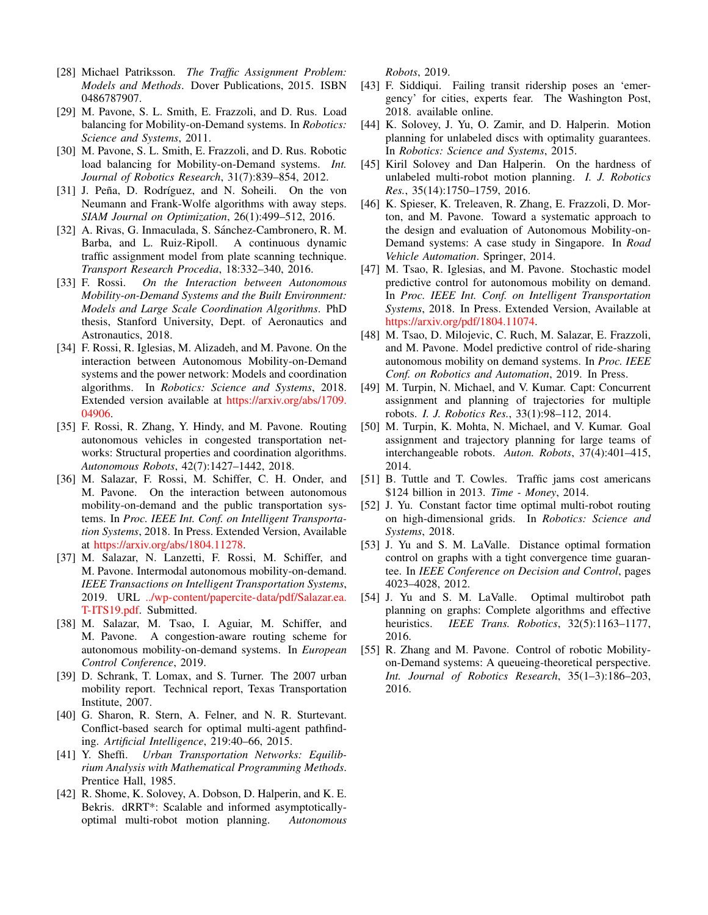[28] Michael Patriksson. *The Traffic Assignment Problem: Models and Methods*. Dover Publications, 2015. ISBN 0486787907.

[29] M. Pavone, S. L. Smith, E. Frazzoli, and D. Rus. Load balancing for Mobility-on-Demand systems. In *Robotics: Science and Systems*, 2011.

[30] M. Pavone, S. L. Smith, E. Frazzoli, and D. Rus. Robotic load balancing for Mobility-on-Demand systems. *Int. Journal of Robotics Research*, 31(7):839–854, 2012.

[31] J. Peña, D. Rodríguez, and N. Soheili. On the von Neumann and Frank-Wolfe algorithms with away steps. *SIAM Journal on Optimization*, 26(1):499–512, 2016.

[32] A. Rivas, G. Inmaculada, S. Sánchez-Cambronero, R. M. Barba, and L. Ruiz-Ripoll. A continuous dynamic traffic assignment model from plate scanning technique. *Transport Research Procedia*, 18:332–340, 2016.

[33] F. Rossi. *On the Interaction between Autonomous Mobility-on-Demand Systems and the Built Environment: Models and Large Scale Coordination Algorithms*. PhD thesis, Stanford University, Dept. of Aeronautics and Astronautics, 2018.

[34] F. Rossi, R. Iglesias, M. Alizadeh, and M. Pavone. On the interaction between Autonomous Mobility-on-Demand systems and the power network: Models and coordination algorithms. In *Robotics: Science and Systems*, 2018. Extended version available at https://arxiv.org/abs/1709.04906.

[35] F. Rossi, R. Zhang, Y. Hindy, and M. Pavone. Routing autonomous vehicles in congested transportation networks: Structural properties and coordination algorithms. *Autonomous Robots*, 42(7):1427–1442, 2018.

[36] M. Salazar, F. Rossi, M. Schiffer, C. H. Onder, and M. Pavone. On the interaction between autonomous mobility-on-demand and the public transportation systems. In *Proc. IEEE Int. Conf. on Intelligent Transportation Systems*, 2018. In Press. Extended Version, Available at https://arxiv.org/abs/1804.11278.

[37] M. Salazar, N. Lanzetti, F. Rossi, M. Schiffer, and M. Pavone. Intermodal autonomous mobility-on-demand. *IEEE Transactions on Intelligent Transportation Systems*, 2019. URL ../wp-content/papercite-data/pdf/Salazar.ea.T-ITS19.pdf. Submitted.

[38] M. Salazar, M. Tsao, I. Aguiar, M. Schiffer, and M. Pavone. A congestion-aware routing scheme for autonomous mobility-on-demand systems. In *European Control Conference*, 2019.

[39] D. Schrank, T. Lomax, and S. Turner. The 2007 urban mobility report. Technical report, Texas Transportation Institute, 2007.

[40] G. Sharon, R. Stern, A. Felner, and N. R. Sturtevant. Conflict-based search for optimal multi-agent pathfinding. *Artificial Intelligence*, 219:40–66, 2015.

[41] Y. Sheffi. *Urban Transportation Networks: Equilibrium Analysis with Mathematical Programming Methods*. Prentice Hall, 1985.

[42] R. Shome, K. Solovey, A. Dobson, D. Halperin, and K. E. Bekris. dRRT*: Scalable and informed asymptotically-optimal multi-robot motion planning. *Autonomous Robots*, 2019.

[43] F. Siddiqui. Failing transit ridership poses an 'emergency' for cities, experts fear. The Washington Post, 2018. available online.

[44] K. Solovey, J. Yu, O. Zamir, and D. Halperin. Motion planning for unlabeled discs with optimality guarantees. In *Robotics: Science and Systems*, 2015.

[45] Kiril Solovey and Dan Halperin. On the hardness of unlabeled multi-robot motion planning. *I. J. Robotics Res.*, 35(14):1750–1759, 2016.

[46] K. Spieser, K. Treleaven, R. Zhang, E. Frazzoli, D. Morton, and M. Pavone. Toward a systematic approach to the design and evaluation of Autonomous Mobility-on-Demand systems: A case study in Singapore. In *Road Vehicle Automation*. Springer, 2014.

[47] M. Tsao, R. Iglesias, and M. Pavone. Stochastic model predictive control for autonomous mobility on demand. In *Proc. IEEE Int. Conf. on Intelligent Transportation Systems*, 2018. In Press. Extended Version, Available at https://arxiv.org/pdf/1804.11074.

[48] M. Tsao, D. Milojevic, C. Ruch, M. Salazar, E. Frazzoli, and M. Pavone. Model predictive control of ride-sharing autonomous mobility on demand systems. In *Proc. IEEE Conf. on Robotics and Automation*, 2019. In Press.

[49] M. Turpin, N. Michael, and V. Kumar. Capt: Concurrent assignment and planning of trajectories for multiple robots. *I. J. Robotics Res.*, 33(1):98–112, 2014.

[50] M. Turpin, K. Mohta, N. Michael, and V. Kumar. Goal assignment and trajectory planning for large teams of interchangeable robots. *Auton. Robots*, 37(4):401–415, 2014.

[51] B. Tuttle and T. Cowles. Traffic jams cost americans $124 billion in 2013. *Time - Money*, 2014.

[52] J. Yu. Constant factor time optimal multi-robot routing on high-dimensional grids. In *Robotics: Science and Systems*, 2018.

[53] J. Yu and S. M. LaValle. Distance optimal formation control on graphs with a tight convergence time guarantee. In *IEEE Conference on Decision and Control*, pages 4023–4028, 2012.

[54] J. Yu and S. M. LaValle. Optimal multirobot path planning on graphs: Complete algorithms and effective heuristics. *IEEE Trans. Robotics*, 32(5):1163–1177, 2016.

[55] R. Zhang and M. Pavone. Control of robotic Mobility-on-Demand systems: A queueing-theoretical perspective. *Int. Journal of Robotics Research*, 35(1–3):186–203, 2016.